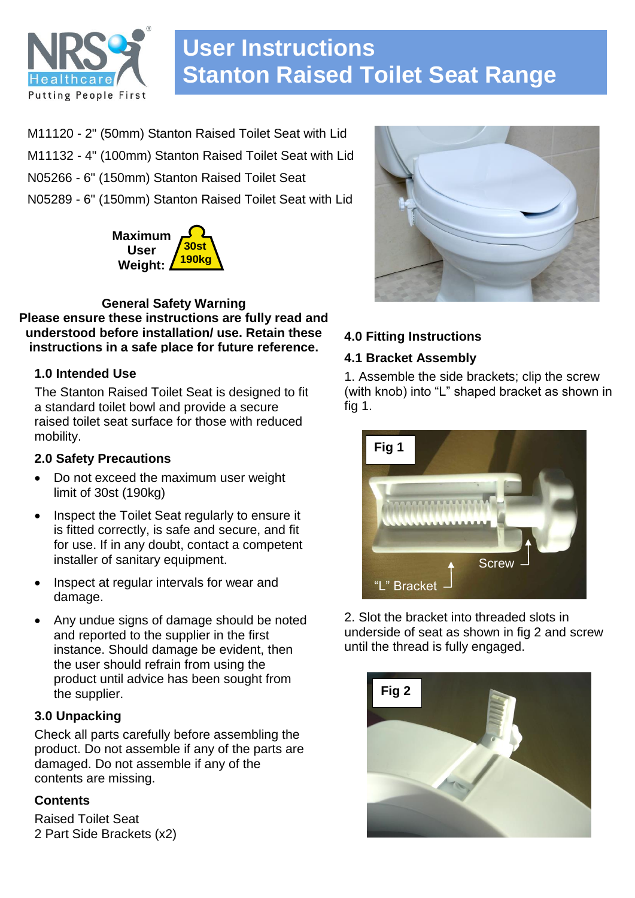# User Instructions
# Stanton Raised Toilet Seat Range

M11120 - 2" (50mm) Stanton Raised Toilet Seat with Lid
M11132 - 4" (100mm) Stanton Raised Toilet Seat with Lid
N05266 - 6" (150mm) Stanton Raised Toilet Seat
N05289 - 6" (150mm) Stanton Raised Toilet Seat with Lid

**Maximum User Weight:** 30st 190kg

**General Safety Warning**
**Please ensure these instructions are fully read and understood before installation/ use. Retain these instructions in a safe place for future reference.**

### 1.0 Intended Use

The Stanton Raised Toilet Seat is designed to fit a standard toilet bowl and provide a secure raised toilet seat surface for those with reduced mobility.

### 2.0 Safety Precautions

- Do not exceed the maximum user weight limit of 30st (190kg)
- Inspect the Toilet Seat regularly to ensure it is fitted correctly, is safe and secure, and fit for use. If in any doubt, contact a competent installer of sanitary equipment.
- Inspect at regular intervals for wear and damage.
- Any undue signs of damage should be noted and reported to the supplier in the first instance. Should damage be evident, then the user should refrain from using the product until advice has been sought from the supplier.

### 3.0 Unpacking

Check all parts carefully before assembling the product. Do not assemble if any of the parts are damaged. Do not assemble if any of the contents are missing.

### Contents

Raised Toilet Seat
2 Part Side Brackets (x2)

### 4.0 Fitting Instructions

### 4.1 Bracket Assembly

1. Assemble the side brackets; clip the screw (with knob) into "L" shaped bracket as shown in fig 1.

Fig 1

Screw

"L" Bracket

2. Slot the bracket into threaded slots in underside of seat as shown in fig 2 and screw until the thread is fully engaged.

Fig 2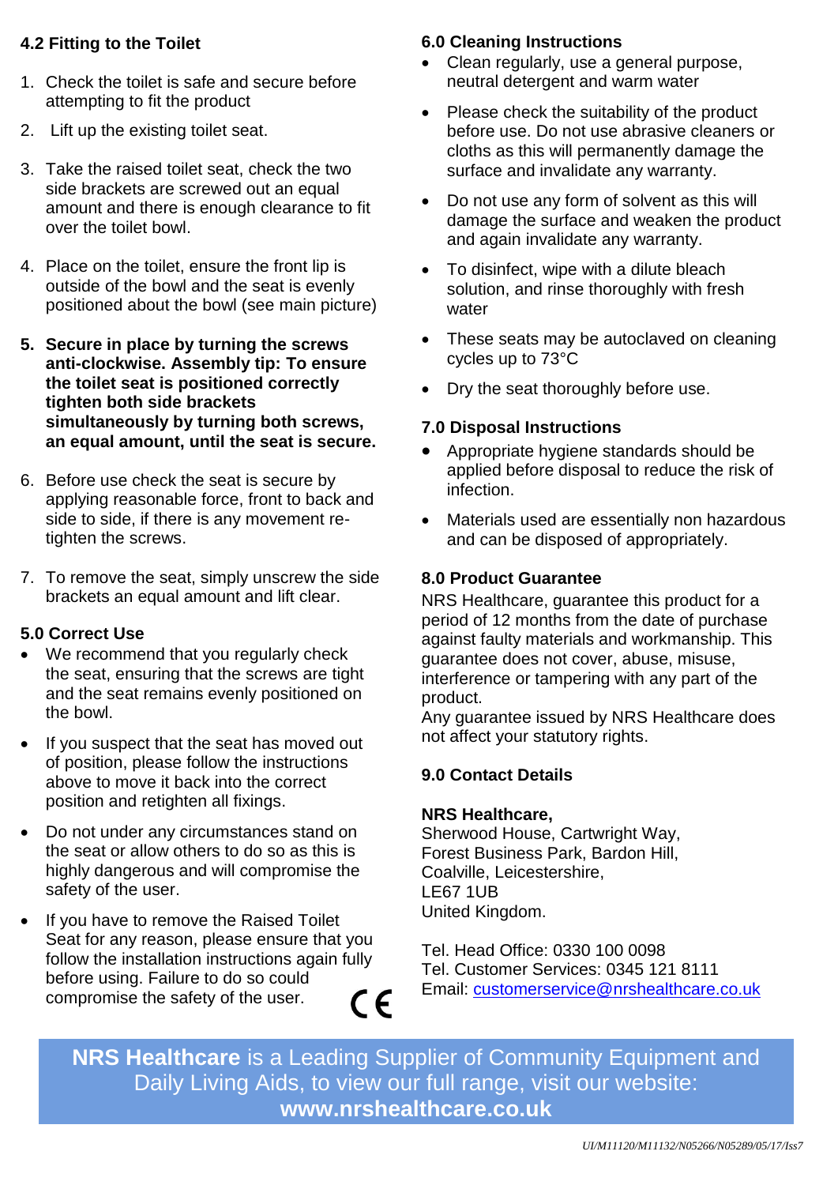### 4.2 Fitting to the Toilet

1. Check the toilet is safe and secure before attempting to fit the product
2. Lift up the existing toilet seat.
3. Take the raised toilet seat, check the two side brackets are screwed out an equal amount and there is enough clearance to fit over the toilet bowl.
4. Place on the toilet, ensure the front lip is outside of the bowl and the seat is evenly positioned about the bowl (see main picture)
5. **Secure in place by turning the screws anti-clockwise. Assembly tip: To ensure the toilet seat is positioned correctly tighten both side brackets simultaneously by turning both screws, an equal amount, until the seat is secure.**
6. Before use check the seat is secure by applying reasonable force, front to back and side to side, if there is any movement re-tighten the screws.
7. To remove the seat, simply unscrew the side brackets an equal amount and lift clear.

### 5.0 Correct Use

- We recommend that you regularly check the seat, ensuring that the screws are tight and the seat remains evenly positioned on the bowl.
- If you suspect that the seat has moved out of position, please follow the instructions above to move it back into the correct position and retighten all fixings.
- Do not under any circumstances stand on the seat or allow others to do so as this is highly dangerous and will compromise the safety of the user.
- If you have to remove the Raised Toilet Seat for any reason, please ensure that you follow the installation instructions again fully before using. Failure to do so could compromise the safety of the user.

CE

### 6.0 Cleaning Instructions

- Clean regularly, use a general purpose, neutral detergent and warm water
- Please check the suitability of the product before use. Do not use abrasive cleaners or cloths as this will permanently damage the surface and invalidate any warranty.
- Do not use any form of solvent as this will damage the surface and weaken the product and again invalidate any warranty.
- To disinfect, wipe with a dilute bleach solution, and rinse thoroughly with fresh water
- These seats may be autoclaved on cleaning cycles up to 73°C
- Dry the seat thoroughly before use.

### 7.0 Disposal Instructions

- Appropriate hygiene standards should be applied before disposal to reduce the risk of infection.
- Materials used are essentially non hazardous and can be disposed of appropriately.

### 8.0 Product Guarantee

NRS Healthcare, guarantee this product for a period of 12 months from the date of purchase against faulty materials and workmanship. This guarantee does not cover, abuse, misuse, interference or tampering with any part of the product.
Any guarantee issued by NRS Healthcare does not affect your statutory rights.

### 9.0 Contact Details

**NRS Healthcare,**
Sherwood House, Cartwright Way,
Forest Business Park, Bardon Hill,
Coalville, Leicestershire,
LE67 1UB
United Kingdom.

Tel. Head Office: 0330 100 0098
Tel. Customer Services: 0345 121 8111
Email: customerservice@nrshealthcare.co.uk

**NRS Healthcare** is a Leading Supplier of Community Equipment and Daily Living Aids, to view our full range, visit our website: **www.nrshealthcare.co.uk**

*UI/M11120/M11132/N05266/N05289/05/17/Iss7*